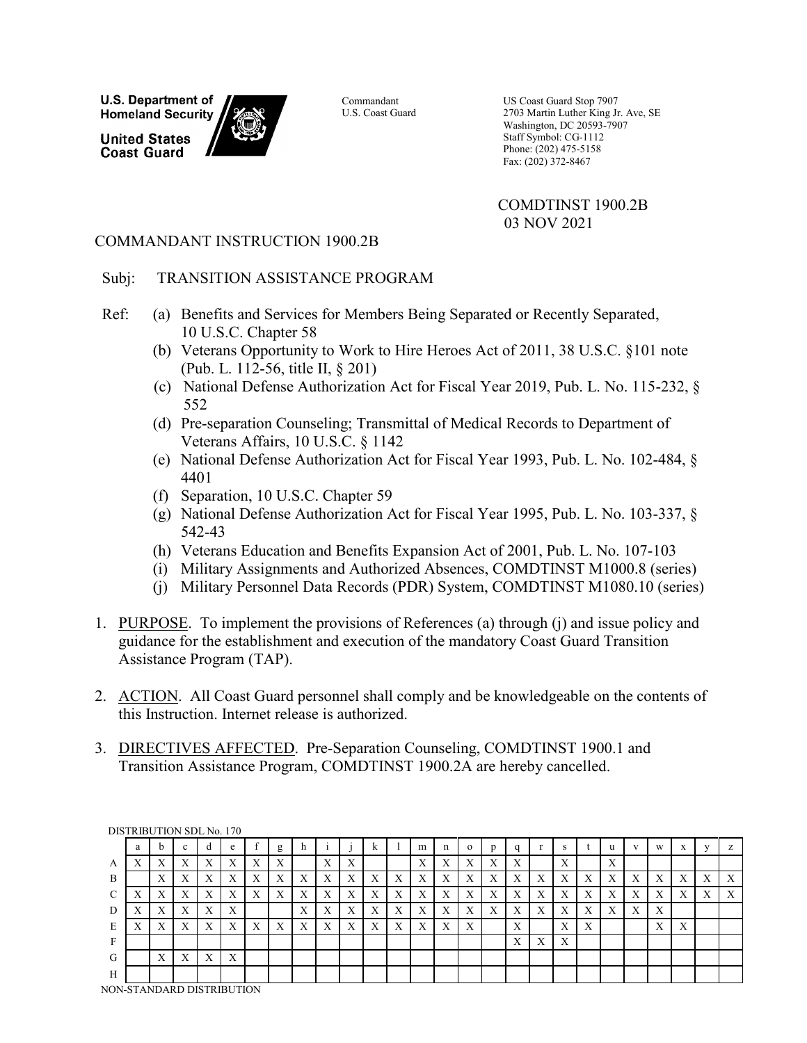U.S. Department of Homeland Security

United States Coast Guard

Commandant
U.S. Coast Guard

US Coast Guard Stop 7907
2703 Martin Luther King Jr. Ave, SE
Washington, DC 20593-7907
Staff Symbol: CG-1112
Phone: (202) 475-5158
Fax: (202) 372-8467

COMDTINST 1900.2B
03 NOV 2021

COMMANDANT INSTRUCTION 1900.2B

Subj: TRANSITION ASSISTANCE PROGRAM

Ref:
- (a) Benefits and Services for Members Being Separated or Recently Separated, 10 U.S.C. Chapter 58
- (b) Veterans Opportunity to Work to Hire Heroes Act of 2011, 38 U.S.C. §101 note (Pub. L. 112-56, title II, § 201)
- (c) National Defense Authorization Act for Fiscal Year 2019, Pub. L. No. 115-232, § 552
- (d) Pre-separation Counseling; Transmittal of Medical Records to Department of Veterans Affairs, 10 U.S.C. § 1142
- (e) National Defense Authorization Act for Fiscal Year 1993, Pub. L. No. 102-484, § 4401
- (f) Separation, 10 U.S.C. Chapter 59
- (g) National Defense Authorization Act for Fiscal Year 1995, Pub. L. No. 103-337, § 542-43
- (h) Veterans Education and Benefits Expansion Act of 2001, Pub. L. No. 107-103
- (i) Military Assignments and Authorized Absences, COMDTINST M1000.8 (series)
- (j) Military Personnel Data Records (PDR) System, COMDTINST M1080.10 (series)

1. PURPOSE. To implement the provisions of References (a) through (j) and issue policy and guidance for the establishment and execution of the mandatory Coast Guard Transition Assistance Program (TAP).

2. ACTION. All Coast Guard personnel shall comply and be knowledgeable on the contents of this Instruction. Internet release is authorized.

3. DIRECTIVES AFFECTED. Pre-Separation Counseling, COMDTINST 1900.1 and Transition Assistance Program, COMDTINST 1900.2A are hereby cancelled.

DISTRIBUTION SDL No. 170

| | a | b | c | d | e | f | g | h | i | j | k | l | m | n | o | p | q | r | s | t | u | v | w | x | y | z |
|---|---|---|---|---|---|---|---|---|---|---|---|---|---|---|---|---|---|---|---|---|---|---|---|---|---|---|
| A | X | X | X | X | X | X | X | | X | X | | | X | X | X | X | X | | X | | X | | | | | |
| B | | X | X | X | X | X | X | X | X | X | X | X | X | X | X | X | X | X | X | X | X | X | X | X | X | X |
| C | X | X | X | X | X | X | X | X | X | X | X | X | X | X | X | X | X | X | X | X | X | X | X | X | X | X |
| D | X | X | X | X | X | | | X | X | X | X | X | X | X | X | X | X | X | X | X | X | X | X | | | |
| E | X | X | X | X | X | X | X | X | X | X | X | X | X | X | X | | X | | X | X | | | X | X | | |
| F | | | | | | | | | | | | | | | | | X | X | X | | | | | | | |
| G | | X | X | X | X | | | | | | | | | | | | | | | | | | | | | |
| H | | | | | | | | | | | | | | | | | | | | | | | | | | |

NON-STANDARD DISTRIBUTION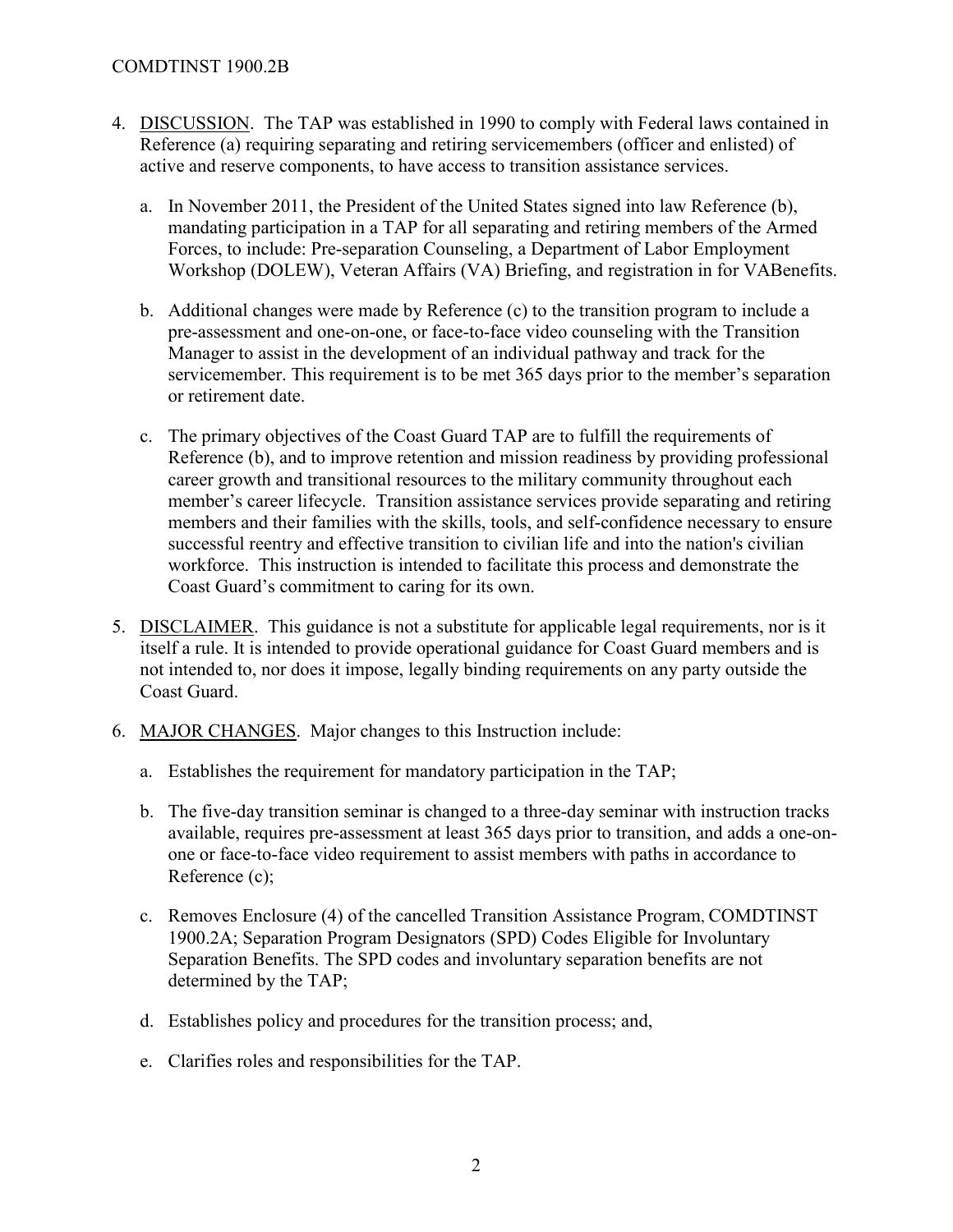4. DISCUSSION. The TAP was established in 1990 to comply with Federal laws contained in Reference (a) requiring separating and retiring servicemembers (officer and enlisted) of active and reserve components, to have access to transition assistance services.

   a. In November 2011, the President of the United States signed into law Reference (b), mandating participation in a TAP for all separating and retiring members of the Armed Forces, to include: Pre-separation Counseling, a Department of Labor Employment Workshop (DOLEW), Veteran Affairs (VA) Briefing, and registration in for VABenefits.

   b. Additional changes were made by Reference (c) to the transition program to include a pre-assessment and one-on-one, or face-to-face video counseling with the Transition Manager to assist in the development of an individual pathway and track for the servicemember. This requirement is to be met 365 days prior to the member's separation or retirement date.

   c. The primary objectives of the Coast Guard TAP are to fulfill the requirements of Reference (b), and to improve retention and mission readiness by providing professional career growth and transitional resources to the military community throughout each member's career lifecycle. Transition assistance services provide separating and retiring members and their families with the skills, tools, and self-confidence necessary to ensure successful reentry and effective transition to civilian life and into the nation's civilian workforce. This instruction is intended to facilitate this process and demonstrate the Coast Guard's commitment to caring for its own.

5. DISCLAIMER. This guidance is not a substitute for applicable legal requirements, nor is it itself a rule. It is intended to provide operational guidance for Coast Guard members and is not intended to, nor does it impose, legally binding requirements on any party outside the Coast Guard.

6. MAJOR CHANGES. Major changes to this Instruction include:

   a. Establishes the requirement for mandatory participation in the TAP;

   b. The five-day transition seminar is changed to a three-day seminar with instruction tracks available, requires pre-assessment at least 365 days prior to transition, and adds a one-on-one or face-to-face video requirement to assist members with paths in accordance to Reference (c);

   c. Removes Enclosure (4) of the cancelled Transition Assistance Program, COMDTINST 1900.2A; Separation Program Designators (SPD) Codes Eligible for Involuntary Separation Benefits. The SPD codes and involuntary separation benefits are not determined by the TAP;

   d. Establishes policy and procedures for the transition process; and,

   e. Clarifies roles and responsibilities for the TAP.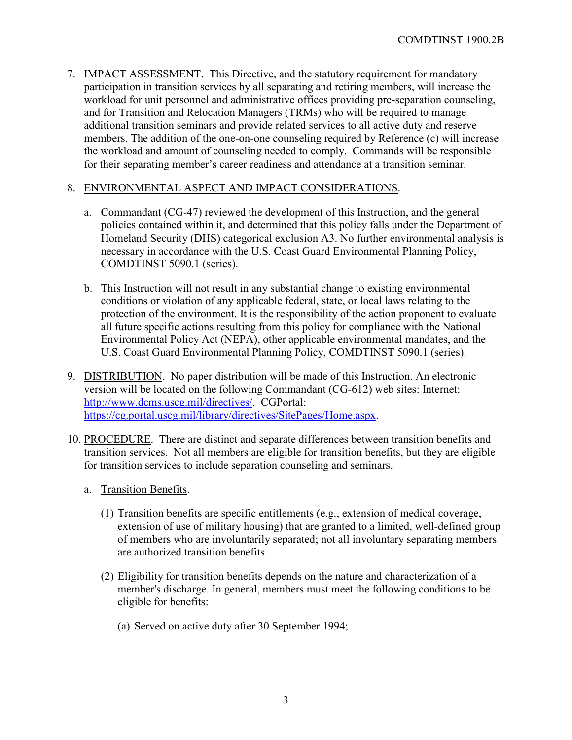7. IMPACT ASSESSMENT. This Directive, and the statutory requirement for mandatory participation in transition services by all separating and retiring members, will increase the workload for unit personnel and administrative offices providing pre-separation counseling, and for Transition and Relocation Managers (TRMs) who will be required to manage additional transition seminars and provide related services to all active duty and reserve members. The addition of the one-on-one counseling required by Reference (c) will increase the workload and amount of counseling needed to comply. Commands will be responsible for their separating member's career readiness and attendance at a transition seminar.

8. ENVIRONMENTAL ASPECT AND IMPACT CONSIDERATIONS.

   a. Commandant (CG-47) reviewed the development of this Instruction, and the general policies contained within it, and determined that this policy falls under the Department of Homeland Security (DHS) categorical exclusion A3. No further environmental analysis is necessary in accordance with the U.S. Coast Guard Environmental Planning Policy, COMDTINST 5090.1 (series).

   b. This Instruction will not result in any substantial change to existing environmental conditions or violation of any applicable federal, state, or local laws relating to the protection of the environment. It is the responsibility of the action proponent to evaluate all future specific actions resulting from this policy for compliance with the National Environmental Policy Act (NEPA), other applicable environmental mandates, and the U.S. Coast Guard Environmental Planning Policy, COMDTINST 5090.1 (series).

9. DISTRIBUTION. No paper distribution will be made of this Instruction. An electronic version will be located on the following Commandant (CG-612) web sites: Internet: http://www.dcms.uscg.mil/directives/. CGPortal: https://cg.portal.uscg.mil/library/directives/SitePages/Home.aspx.

10. PROCEDURE. There are distinct and separate differences between transition benefits and transition services. Not all members are eligible for transition benefits, but they are eligible for transition services to include separation counseling and seminars.

   a. Transition Benefits.

      (1) Transition benefits are specific entitlements (e.g., extension of medical coverage, extension of use of military housing) that are granted to a limited, well-defined group of members who are involuntarily separated; not all involuntary separating members are authorized transition benefits.

      (2) Eligibility for transition benefits depends on the nature and characterization of a member's discharge. In general, members must meet the following conditions to be eligible for benefits:

         (a) Served on active duty after 30 September 1994;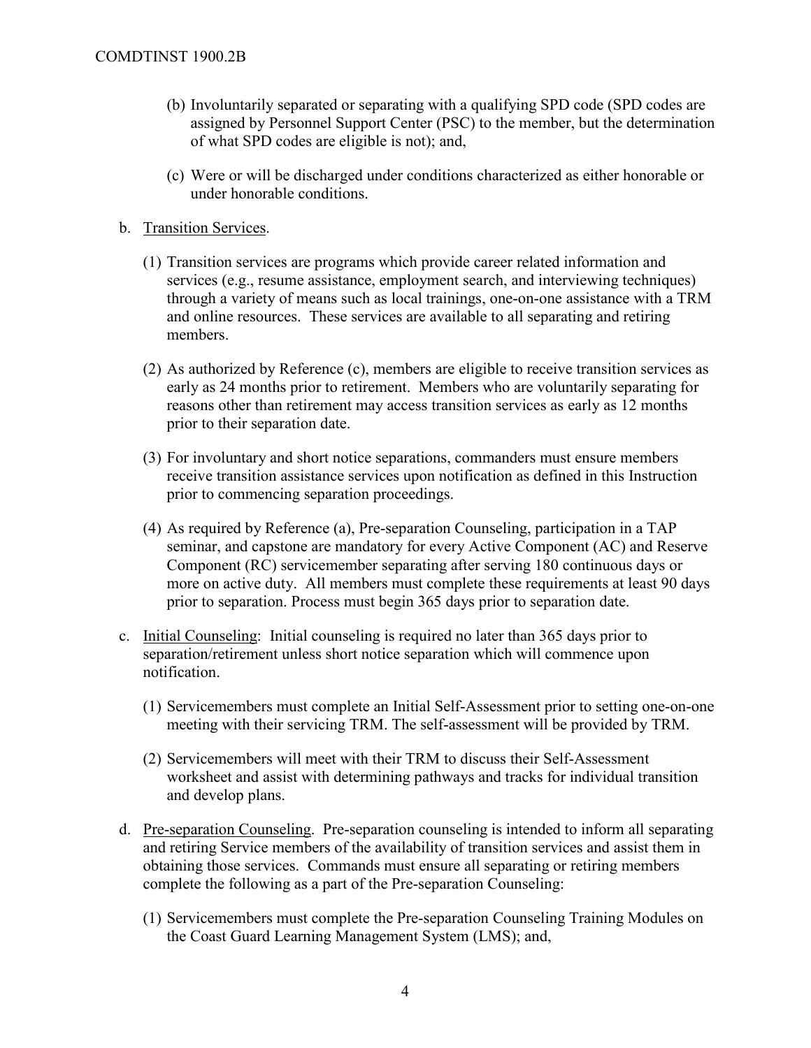(b) Involuntarily separated or separating with a qualifying SPD code (SPD codes are assigned by Personnel Support Center (PSC) to the member, but the determination of what SPD codes are eligible is not); and,

(c) Were or will be discharged under conditions characterized as either honorable or under honorable conditions.

b. Transition Services.

(1) Transition services are programs which provide career related information and services (e.g., resume assistance, employment search, and interviewing techniques) through a variety of means such as local trainings, one-on-one assistance with a TRM and online resources. These services are available to all separating and retiring members.

(2) As authorized by Reference (c), members are eligible to receive transition services as early as 24 months prior to retirement. Members who are voluntarily separating for reasons other than retirement may access transition services as early as 12 months prior to their separation date.

(3) For involuntary and short notice separations, commanders must ensure members receive transition assistance services upon notification as defined in this Instruction prior to commencing separation proceedings.

(4) As required by Reference (a), Pre-separation Counseling, participation in a TAP seminar, and capstone are mandatory for every Active Component (AC) and Reserve Component (RC) servicemember separating after serving 180 continuous days or more on active duty. All members must complete these requirements at least 90 days prior to separation. Process must begin 365 days prior to separation date.

c. Initial Counseling: Initial counseling is required no later than 365 days prior to separation/retirement unless short notice separation which will commence upon notification.

(1) Servicemembers must complete an Initial Self-Assessment prior to setting one-on-one meeting with their servicing TRM. The self-assessment will be provided by TRM.

(2) Servicemembers will meet with their TRM to discuss their Self-Assessment worksheet and assist with determining pathways and tracks for individual transition and develop plans.

d. Pre-separation Counseling. Pre-separation counseling is intended to inform all separating and retiring Service members of the availability of transition services and assist them in obtaining those services. Commands must ensure all separating or retiring members complete the following as a part of the Pre-separation Counseling:

(1) Servicemembers must complete the Pre-separation Counseling Training Modules on the Coast Guard Learning Management System (LMS); and,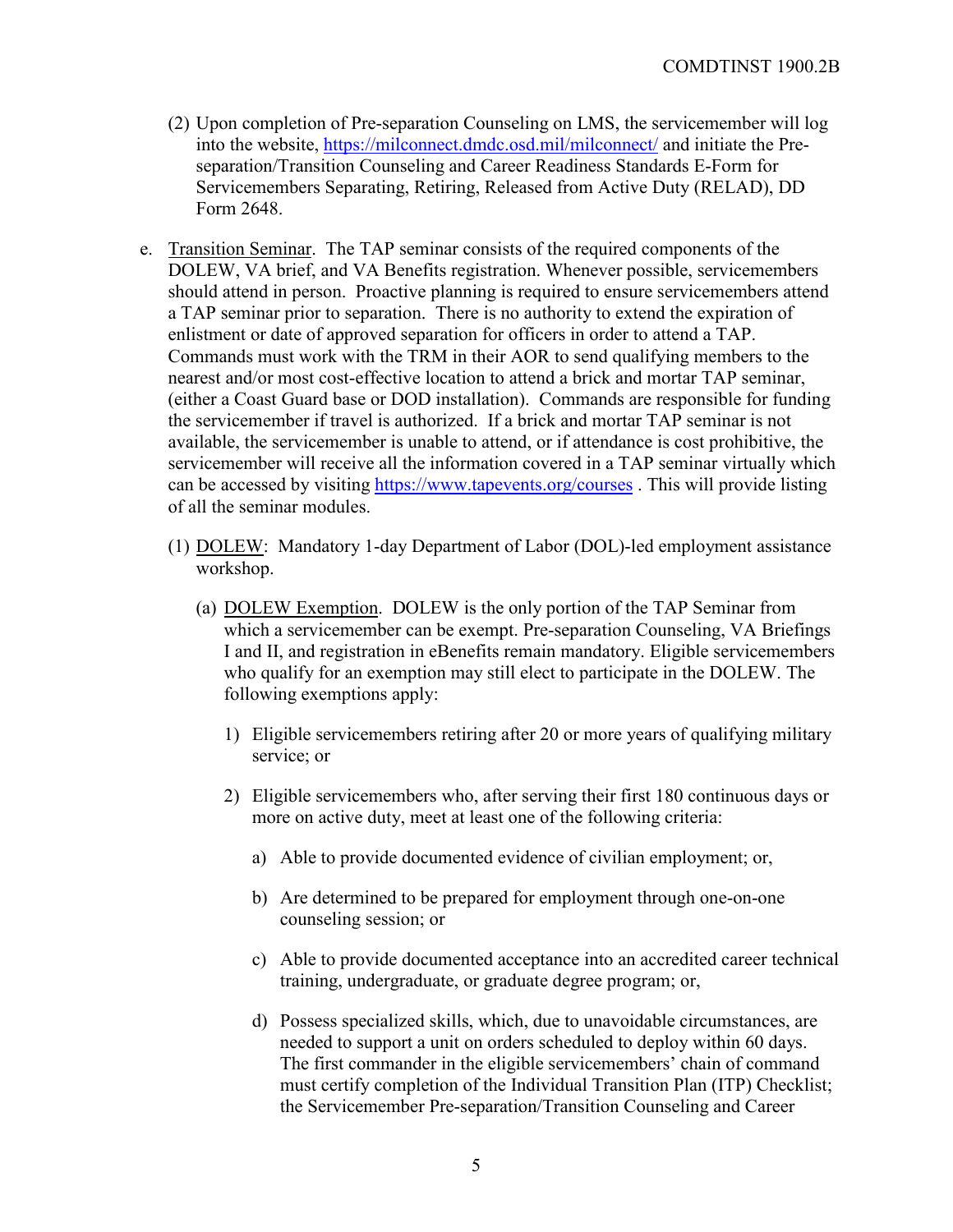(2) Upon completion of Pre-separation Counseling on LMS, the servicemember will log into the website, https://milconnect.dmdc.osd.mil/milconnect/ and initiate the Pre-separation/Transition Counseling and Career Readiness Standards E-Form for Servicemembers Separating, Retiring, Released from Active Duty (RELAD), DD Form 2648.

e. Transition Seminar. The TAP seminar consists of the required components of the DOLEW, VA brief, and VA Benefits registration. Whenever possible, servicemembers should attend in person. Proactive planning is required to ensure servicemembers attend a TAP seminar prior to separation. There is no authority to extend the expiration of enlistment or date of approved separation for officers in order to attend a TAP. Commands must work with the TRM in their AOR to send qualifying members to the nearest and/or most cost-effective location to attend a brick and mortar TAP seminar, (either a Coast Guard base or DOD installation). Commands are responsible for funding the servicemember if travel is authorized. If a brick and mortar TAP seminar is not available, the servicemember is unable to attend, or if attendance is cost prohibitive, the servicemember will receive all the information covered in a TAP seminar virtually which can be accessed by visiting https://www.tapevents.org/courses . This will provide listing of all the seminar modules.

(1) DOLEW: Mandatory 1-day Department of Labor (DOL)-led employment assistance workshop.

(a) DOLEW Exemption. DOLEW is the only portion of the TAP Seminar from which a servicemember can be exempt. Pre-separation Counseling, VA Briefings I and II, and registration in eBenefits remain mandatory. Eligible servicemembers who qualify for an exemption may still elect to participate in the DOLEW. The following exemptions apply:

1) Eligible servicemembers retiring after 20 or more years of qualifying military service; or

2) Eligible servicemembers who, after serving their first 180 continuous days or more on active duty, meet at least one of the following criteria:

a) Able to provide documented evidence of civilian employment; or,

b) Are determined to be prepared for employment through one-on-one counseling session; or

c) Able to provide documented acceptance into an accredited career technical training, undergraduate, or graduate degree program; or,

d) Possess specialized skills, which, due to unavoidable circumstances, are needed to support a unit on orders scheduled to deploy within 60 days. The first commander in the eligible servicemembers' chain of command must certify completion of the Individual Transition Plan (ITP) Checklist; the Servicemember Pre-separation/Transition Counseling and Career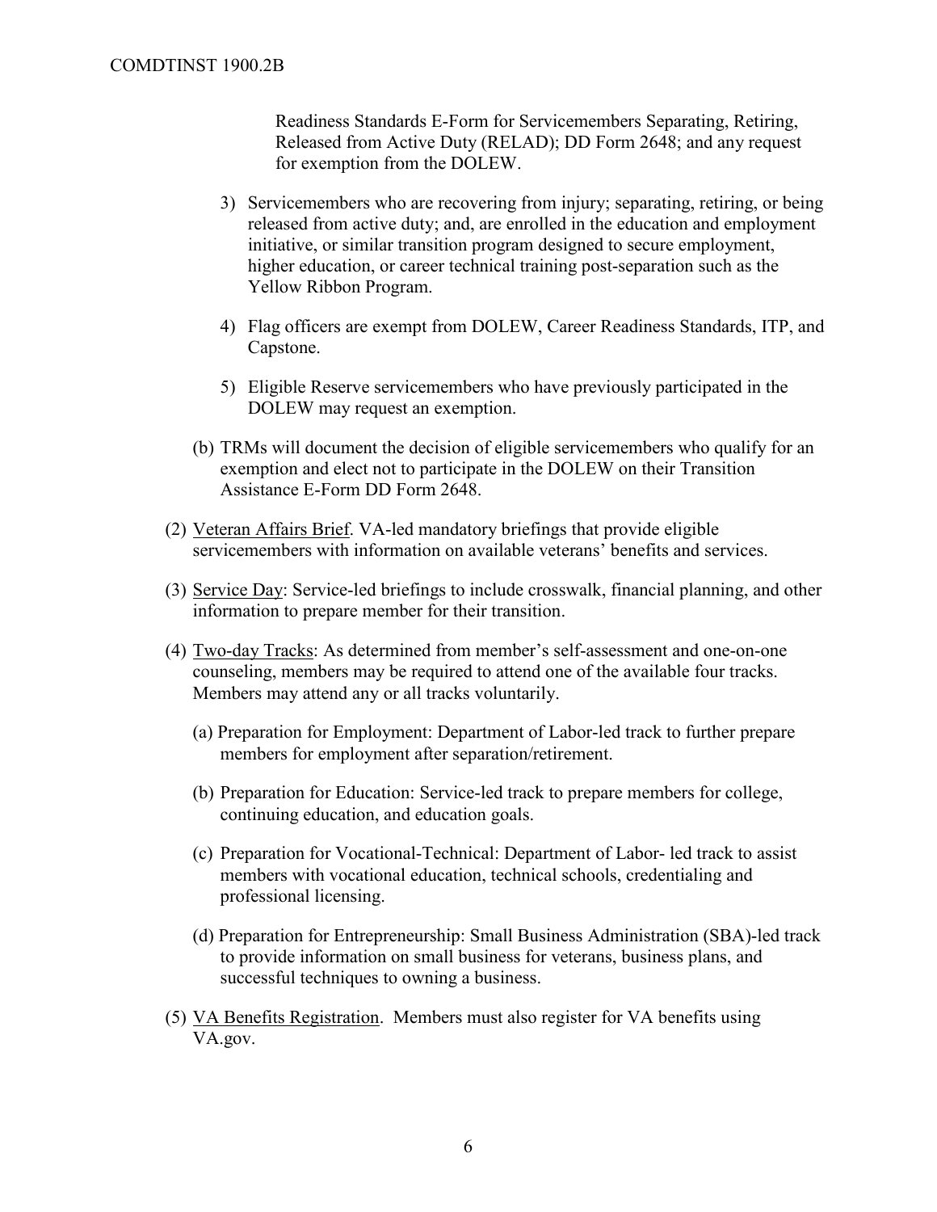Readiness Standards E-Form for Servicemembers Separating, Retiring, Released from Active Duty (RELAD); DD Form 2648; and any request for exemption from the DOLEW.

3) Servicemembers who are recovering from injury; separating, retiring, or being released from active duty; and, are enrolled in the education and employment initiative, or similar transition program designed to secure employment, higher education, or career technical training post-separation such as the Yellow Ribbon Program.

4) Flag officers are exempt from DOLEW, Career Readiness Standards, ITP, and Capstone.

5) Eligible Reserve servicemembers who have previously participated in the DOLEW may request an exemption.

(b) TRMs will document the decision of eligible servicemembers who qualify for an exemption and elect not to participate in the DOLEW on their Transition Assistance E-Form DD Form 2648.

(2) Veteran Affairs Brief. VA-led mandatory briefings that provide eligible servicemembers with information on available veterans' benefits and services.

(3) Service Day: Service-led briefings to include crosswalk, financial planning, and other information to prepare member for their transition.

(4) Two-day Tracks: As determined from member's self-assessment and one-on-one counseling, members may be required to attend one of the available four tracks. Members may attend any or all tracks voluntarily.

(a) Preparation for Employment: Department of Labor-led track to further prepare members for employment after separation/retirement.

(b) Preparation for Education: Service-led track to prepare members for college, continuing education, and education goals.

(c) Preparation for Vocational-Technical: Department of Labor- led track to assist members with vocational education, technical schools, credentialing and professional licensing.

(d) Preparation for Entrepreneurship: Small Business Administration (SBA)-led track to provide information on small business for veterans, business plans, and successful techniques to owning a business.

(5) VA Benefits Registration. Members must also register for VA benefits using VA.gov.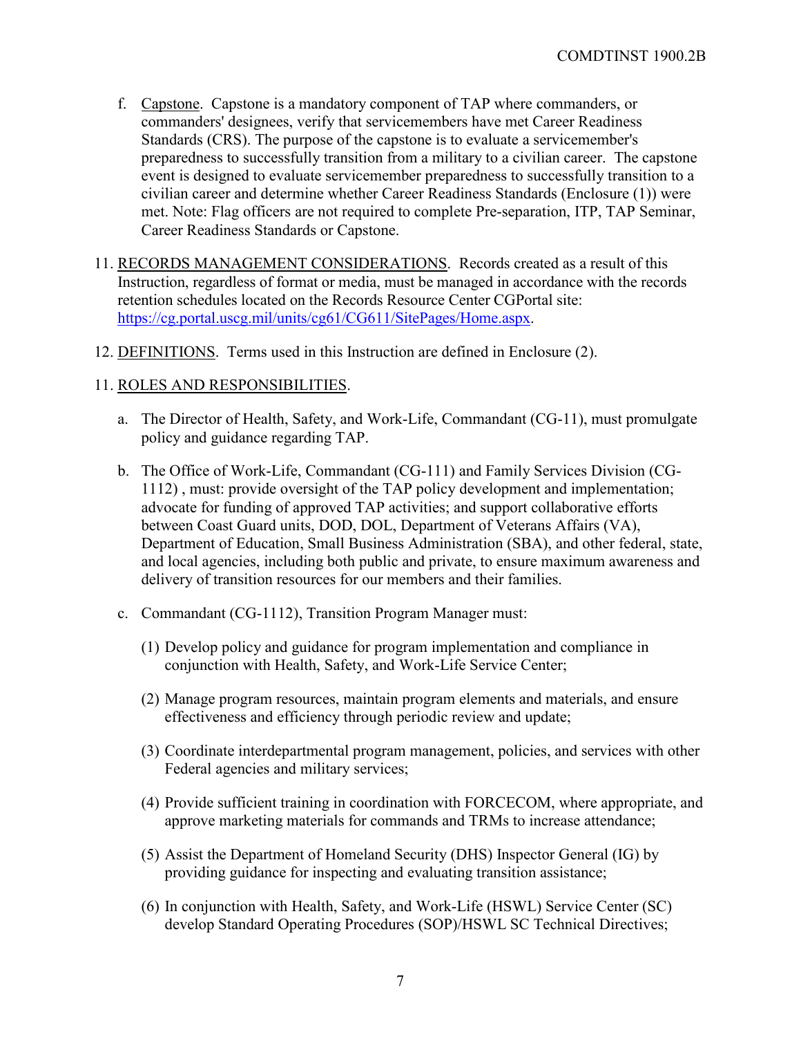f. Capstone. Capstone is a mandatory component of TAP where commanders, or commanders' designees, verify that servicemembers have met Career Readiness Standards (CRS). The purpose of the capstone is to evaluate a servicemember's preparedness to successfully transition from a military to a civilian career. The capstone event is designed to evaluate servicemember preparedness to successfully transition to a civilian career and determine whether Career Readiness Standards (Enclosure (1)) were met. Note: Flag officers are not required to complete Pre-separation, ITP, TAP Seminar, Career Readiness Standards or Capstone.

11. RECORDS MANAGEMENT CONSIDERATIONS. Records created as a result of this Instruction, regardless of format or media, must be managed in accordance with the records retention schedules located on the Records Resource Center CGPortal site: https://cg.portal.uscg.mil/units/cg61/CG611/SitePages/Home.aspx.

12. DEFINITIONS. Terms used in this Instruction are defined in Enclosure (2).

11. ROLES AND RESPONSIBILITIES.

a. The Director of Health, Safety, and Work-Life, Commandant (CG-11), must promulgate policy and guidance regarding TAP.

b. The Office of Work-Life, Commandant (CG-111) and Family Services Division (CG-1112) , must: provide oversight of the TAP policy development and implementation; advocate for funding of approved TAP activities; and support collaborative efforts between Coast Guard units, DOD, DOL, Department of Veterans Affairs (VA), Department of Education, Small Business Administration (SBA), and other federal, state, and local agencies, including both public and private, to ensure maximum awareness and delivery of transition resources for our members and their families.

c. Commandant (CG-1112), Transition Program Manager must:

(1) Develop policy and guidance for program implementation and compliance in conjunction with Health, Safety, and Work-Life Service Center;

(2) Manage program resources, maintain program elements and materials, and ensure effectiveness and efficiency through periodic review and update;

(3) Coordinate interdepartmental program management, policies, and services with other Federal agencies and military services;

(4) Provide sufficient training in coordination with FORCECOM, where appropriate, and approve marketing materials for commands and TRMs to increase attendance;

(5) Assist the Department of Homeland Security (DHS) Inspector General (IG) by providing guidance for inspecting and evaluating transition assistance;

(6) In conjunction with Health, Safety, and Work-Life (HSWL) Service Center (SC) develop Standard Operating Procedures (SOP)/HSWL SC Technical Directives;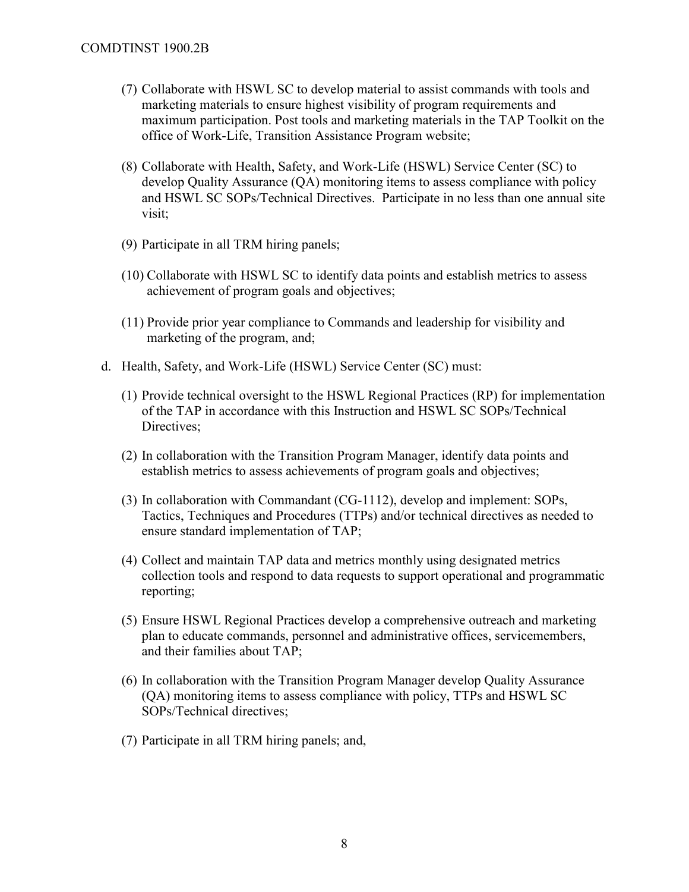(7) Collaborate with HSWL SC to develop material to assist commands with tools and marketing materials to ensure highest visibility of program requirements and maximum participation. Post tools and marketing materials in the TAP Toolkit on the office of Work-Life, Transition Assistance Program website;

(8) Collaborate with Health, Safety, and Work-Life (HSWL) Service Center (SC) to develop Quality Assurance (QA) monitoring items to assess compliance with policy and HSWL SC SOPs/Technical Directives. Participate in no less than one annual site visit;

(9) Participate in all TRM hiring panels;

(10) Collaborate with HSWL SC to identify data points and establish metrics to assess achievement of program goals and objectives;

(11) Provide prior year compliance to Commands and leadership for visibility and marketing of the program, and;

d. Health, Safety, and Work-Life (HSWL) Service Center (SC) must:

(1) Provide technical oversight to the HSWL Regional Practices (RP) for implementation of the TAP in accordance with this Instruction and HSWL SC SOPs/Technical Directives;

(2) In collaboration with the Transition Program Manager, identify data points and establish metrics to assess achievements of program goals and objectives;

(3) In collaboration with Commandant (CG-1112), develop and implement: SOPs, Tactics, Techniques and Procedures (TTPs) and/or technical directives as needed to ensure standard implementation of TAP;

(4) Collect and maintain TAP data and metrics monthly using designated metrics collection tools and respond to data requests to support operational and programmatic reporting;

(5) Ensure HSWL Regional Practices develop a comprehensive outreach and marketing plan to educate commands, personnel and administrative offices, servicemembers, and their families about TAP;

(6) In collaboration with the Transition Program Manager develop Quality Assurance (QA) monitoring items to assess compliance with policy, TTPs and HSWL SC SOPs/Technical directives;

(7) Participate in all TRM hiring panels; and,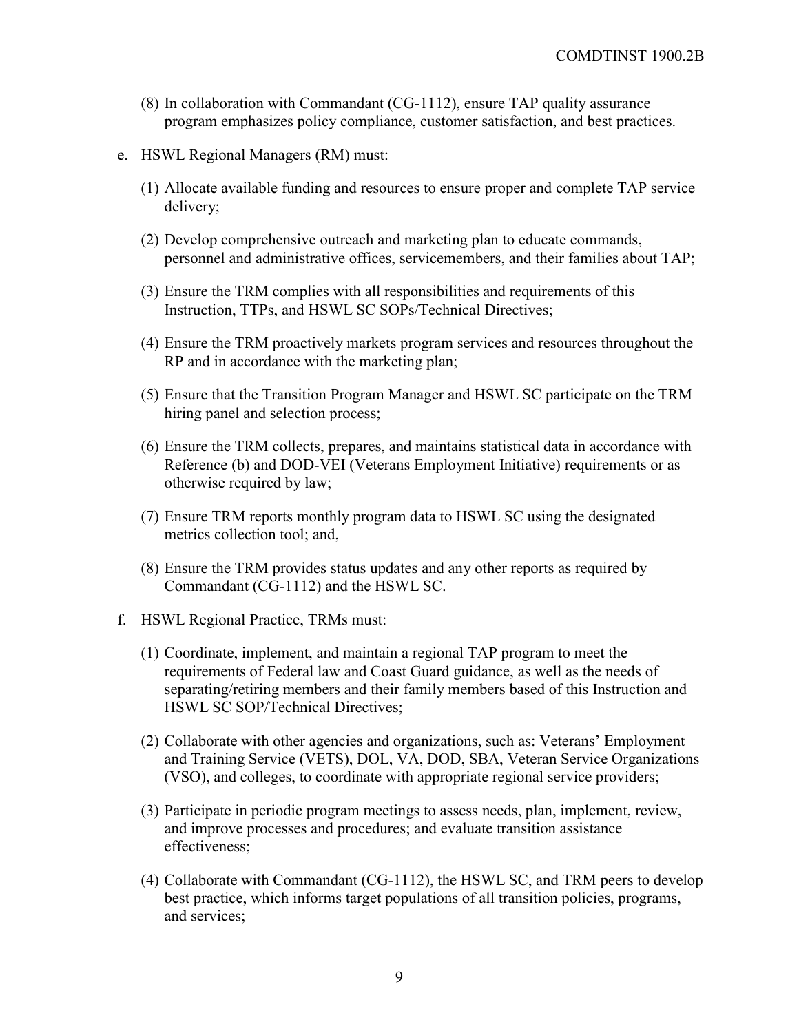(8) In collaboration with Commandant (CG-1112), ensure TAP quality assurance program emphasizes policy compliance, customer satisfaction, and best practices.

e. HSWL Regional Managers (RM) must:

   (1) Allocate available funding and resources to ensure proper and complete TAP service delivery;

   (2) Develop comprehensive outreach and marketing plan to educate commands, personnel and administrative offices, servicemembers, and their families about TAP;

   (3) Ensure the TRM complies with all responsibilities and requirements of this Instruction, TTPs, and HSWL SC SOPs/Technical Directives;

   (4) Ensure the TRM proactively markets program services and resources throughout the RP and in accordance with the marketing plan;

   (5) Ensure that the Transition Program Manager and HSWL SC participate on the TRM hiring panel and selection process;

   (6) Ensure the TRM collects, prepares, and maintains statistical data in accordance with Reference (b) and DOD-VEI (Veterans Employment Initiative) requirements or as otherwise required by law;

   (7) Ensure TRM reports monthly program data to HSWL SC using the designated metrics collection tool; and,

   (8) Ensure the TRM provides status updates and any other reports as required by Commandant (CG-1112) and the HSWL SC.

f. HSWL Regional Practice, TRMs must:

   (1) Coordinate, implement, and maintain a regional TAP program to meet the requirements of Federal law and Coast Guard guidance, as well as the needs of separating/retiring members and their family members based of this Instruction and HSWL SC SOP/Technical Directives;

   (2) Collaborate with other agencies and organizations, such as: Veterans' Employment and Training Service (VETS), DOL, VA, DOD, SBA, Veteran Service Organizations (VSO), and colleges, to coordinate with appropriate regional service providers;

   (3) Participate in periodic program meetings to assess needs, plan, implement, review, and improve processes and procedures; and evaluate transition assistance effectiveness;

   (4) Collaborate with Commandant (CG-1112), the HSWL SC, and TRM peers to develop best practice, which informs target populations of all transition policies, programs, and services;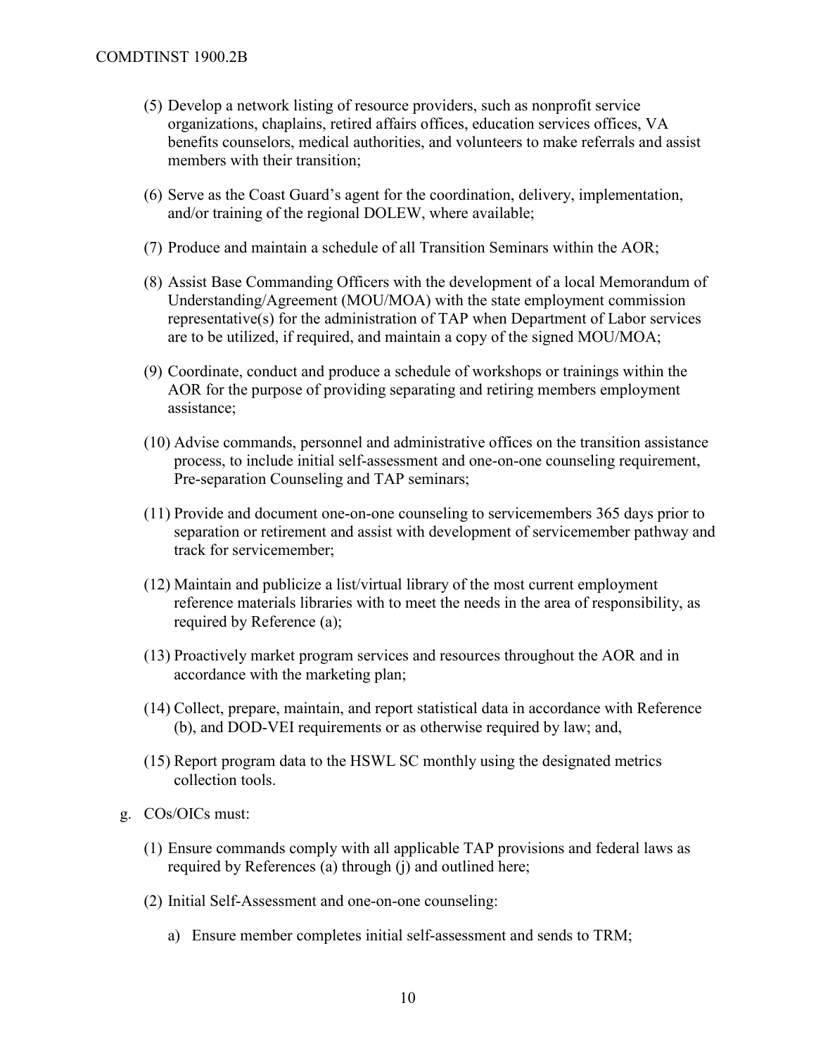(5) Develop a network listing of resource providers, such as nonprofit service organizations, chaplains, retired affairs offices, education services offices, VA benefits counselors, medical authorities, and volunteers to make referrals and assist members with their transition;

(6) Serve as the Coast Guard's agent for the coordination, delivery, implementation, and/or training of the regional DOLEW, where available;

(7) Produce and maintain a schedule of all Transition Seminars within the AOR;

(8) Assist Base Commanding Officers with the development of a local Memorandum of Understanding/Agreement (MOU/MOA) with the state employment commission representative(s) for the administration of TAP when Department of Labor services are to be utilized, if required, and maintain a copy of the signed MOU/MOA;

(9) Coordinate, conduct and produce a schedule of workshops or trainings within the AOR for the purpose of providing separating and retiring members employment assistance;

(10) Advise commands, personnel and administrative offices on the transition assistance process, to include initial self-assessment and one-on-one counseling requirement, Pre-separation Counseling and TAP seminars;

(11) Provide and document one-on-one counseling to servicemembers 365 days prior to separation or retirement and assist with development of servicemember pathway and track for servicemember;

(12) Maintain and publicize a list/virtual library of the most current employment reference materials libraries with to meet the needs in the area of responsibility, as required by Reference (a);

(13) Proactively market program services and resources throughout the AOR and in accordance with the marketing plan;

(14) Collect, prepare, maintain, and report statistical data in accordance with Reference (b), and DOD-VEI requirements or as otherwise required by law; and,

(15) Report program data to the HSWL SC monthly using the designated metrics collection tools.

g. COs/OICs must:

(1) Ensure commands comply with all applicable TAP provisions and federal laws as required by References (a) through (j) and outlined here;

(2) Initial Self-Assessment and one-on-one counseling:

a) Ensure member completes initial self-assessment and sends to TRM;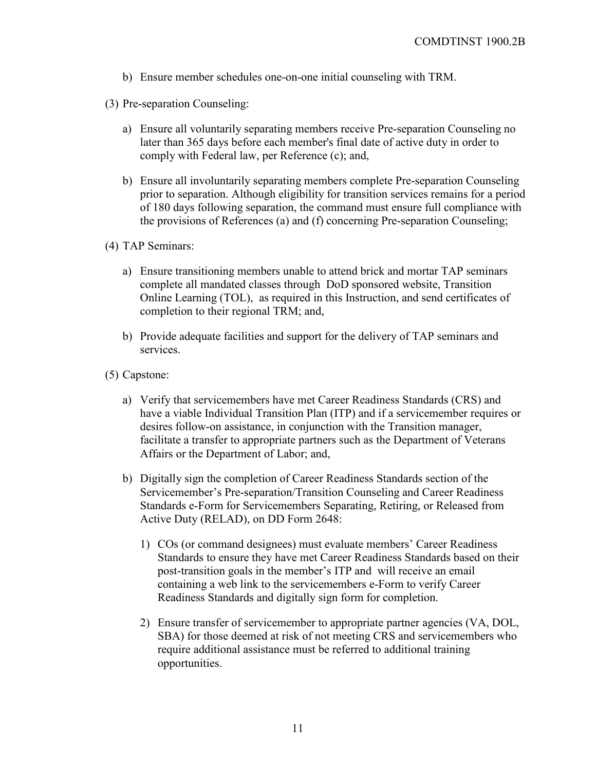b) Ensure member schedules one-on-one initial counseling with TRM.

(3) Pre-separation Counseling:

a) Ensure all voluntarily separating members receive Pre-separation Counseling no later than 365 days before each member's final date of active duty in order to comply with Federal law, per Reference (c); and,

b) Ensure all involuntarily separating members complete Pre-separation Counseling prior to separation. Although eligibility for transition services remains for a period of 180 days following separation, the command must ensure full compliance with the provisions of References (a) and (f) concerning Pre-separation Counseling;

(4) TAP Seminars:

a) Ensure transitioning members unable to attend brick and mortar TAP seminars complete all mandated classes through DoD sponsored website, Transition Online Learning (TOL), as required in this Instruction, and send certificates of completion to their regional TRM; and,

b) Provide adequate facilities and support for the delivery of TAP seminars and services.

(5) Capstone:

a) Verify that servicemembers have met Career Readiness Standards (CRS) and have a viable Individual Transition Plan (ITP) and if a servicemember requires or desires follow-on assistance, in conjunction with the Transition manager, facilitate a transfer to appropriate partners such as the Department of Veterans Affairs or the Department of Labor; and,

b) Digitally sign the completion of Career Readiness Standards section of the Servicemember's Pre-separation/Transition Counseling and Career Readiness Standards e-Form for Servicemembers Separating, Retiring, or Released from Active Duty (RELAD), on DD Form 2648:

1) COs (or command designees) must evaluate members' Career Readiness Standards to ensure they have met Career Readiness Standards based on their post-transition goals in the member's ITP and will receive an email containing a web link to the servicemembers e-Form to verify Career Readiness Standards and digitally sign form for completion.

2) Ensure transfer of servicemember to appropriate partner agencies (VA, DOL, SBA) for those deemed at risk of not meeting CRS and servicemembers who require additional assistance must be referred to additional training opportunities.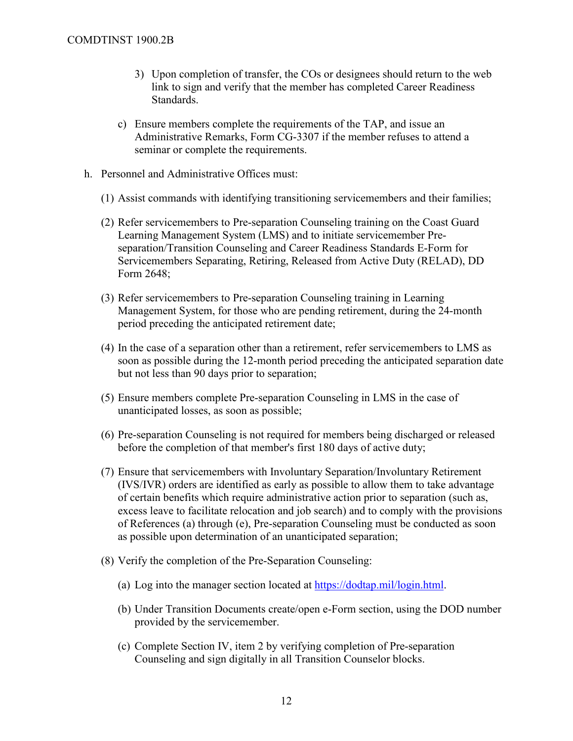3) Upon completion of transfer, the COs or designees should return to the web link to sign and verify that the member has completed Career Readiness Standards.

c) Ensure members complete the requirements of the TAP, and issue an Administrative Remarks, Form CG-3307 if the member refuses to attend a seminar or complete the requirements.

h. Personnel and Administrative Offices must:

(1) Assist commands with identifying transitioning servicemembers and their families;

(2) Refer servicemembers to Pre-separation Counseling training on the Coast Guard Learning Management System (LMS) and to initiate servicemember Pre-separation/Transition Counseling and Career Readiness Standards E-Form for Servicemembers Separating, Retiring, Released from Active Duty (RELAD), DD Form 2648;

(3) Refer servicemembers to Pre-separation Counseling training in Learning Management System, for those who are pending retirement, during the 24-month period preceding the anticipated retirement date;

(4) In the case of a separation other than a retirement, refer servicemembers to LMS as soon as possible during the 12-month period preceding the anticipated separation date but not less than 90 days prior to separation;

(5) Ensure members complete Pre-separation Counseling in LMS in the case of unanticipated losses, as soon as possible;

(6) Pre-separation Counseling is not required for members being discharged or released before the completion of that member's first 180 days of active duty;

(7) Ensure that servicemembers with Involuntary Separation/Involuntary Retirement (IVS/IVR) orders are identified as early as possible to allow them to take advantage of certain benefits which require administrative action prior to separation (such as, excess leave to facilitate relocation and job search) and to comply with the provisions of References (a) through (e), Pre-separation Counseling must be conducted as soon as possible upon determination of an unanticipated separation;

(8) Verify the completion of the Pre-Separation Counseling:

(a) Log into the manager section located at https://dodtap.mil/login.html.

(b) Under Transition Documents create/open e-Form section, using the DOD number provided by the servicemember.

(c) Complete Section IV, item 2 by verifying completion of Pre-separation Counseling and sign digitally in all Transition Counselor blocks.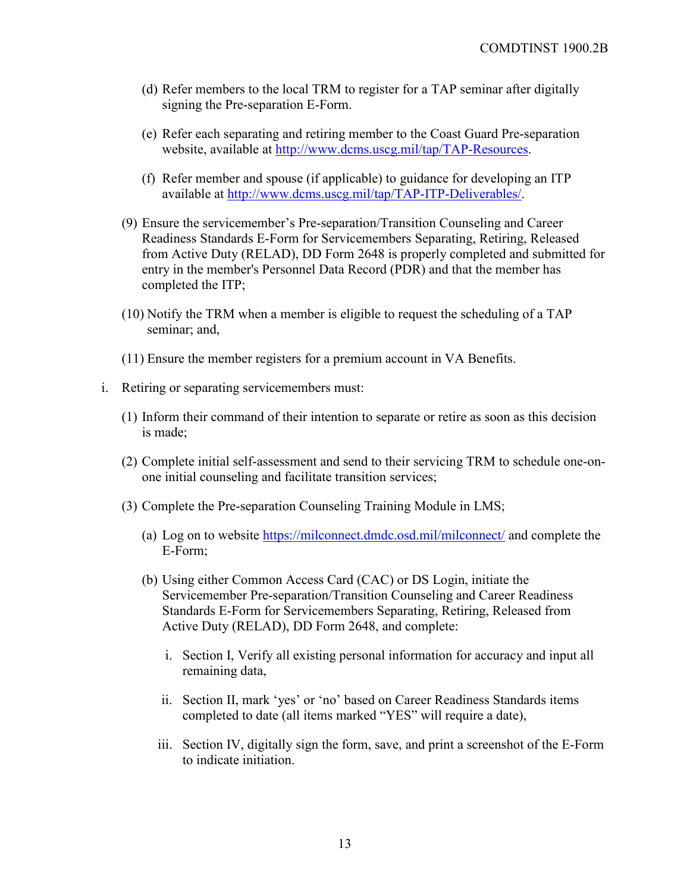(d) Refer members to the local TRM to register for a TAP seminar after digitally signing the Pre-separation E-Form.

(e) Refer each separating and retiring member to the Coast Guard Pre-separation website, available at http://www.dcms.uscg.mil/tap/TAP-Resources.

(f) Refer member and spouse (if applicable) to guidance for developing an ITP available at http://www.dcms.uscg.mil/tap/TAP-ITP-Deliverables/.

(9) Ensure the servicemember's Pre-separation/Transition Counseling and Career Readiness Standards E-Form for Servicemembers Separating, Retiring, Released from Active Duty (RELAD), DD Form 2648 is properly completed and submitted for entry in the member's Personnel Data Record (PDR) and that the member has completed the ITP;

(10) Notify the TRM when a member is eligible to request the scheduling of a TAP seminar; and,

(11) Ensure the member registers for a premium account in VA Benefits.

i. Retiring or separating servicemembers must:

(1) Inform their command of their intention to separate or retire as soon as this decision is made;

(2) Complete initial self-assessment and send to their servicing TRM to schedule one-on-one initial counseling and facilitate transition services;

(3) Complete the Pre-separation Counseling Training Module in LMS;

(a) Log on to website https://milconnect.dmdc.osd.mil/milconnect/ and complete the E-Form;

(b) Using either Common Access Card (CAC) or DS Login, initiate the Servicemember Pre-separation/Transition Counseling and Career Readiness Standards E-Form for Servicemembers Separating, Retiring, Released from Active Duty (RELAD), DD Form 2648, and complete:

i. Section I, Verify all existing personal information for accuracy and input all remaining data,

ii. Section II, mark 'yes' or 'no' based on Career Readiness Standards items completed to date (all items marked "YES" will require a date),

iii. Section IV, digitally sign the form, save, and print a screenshot of the E-Form to indicate initiation.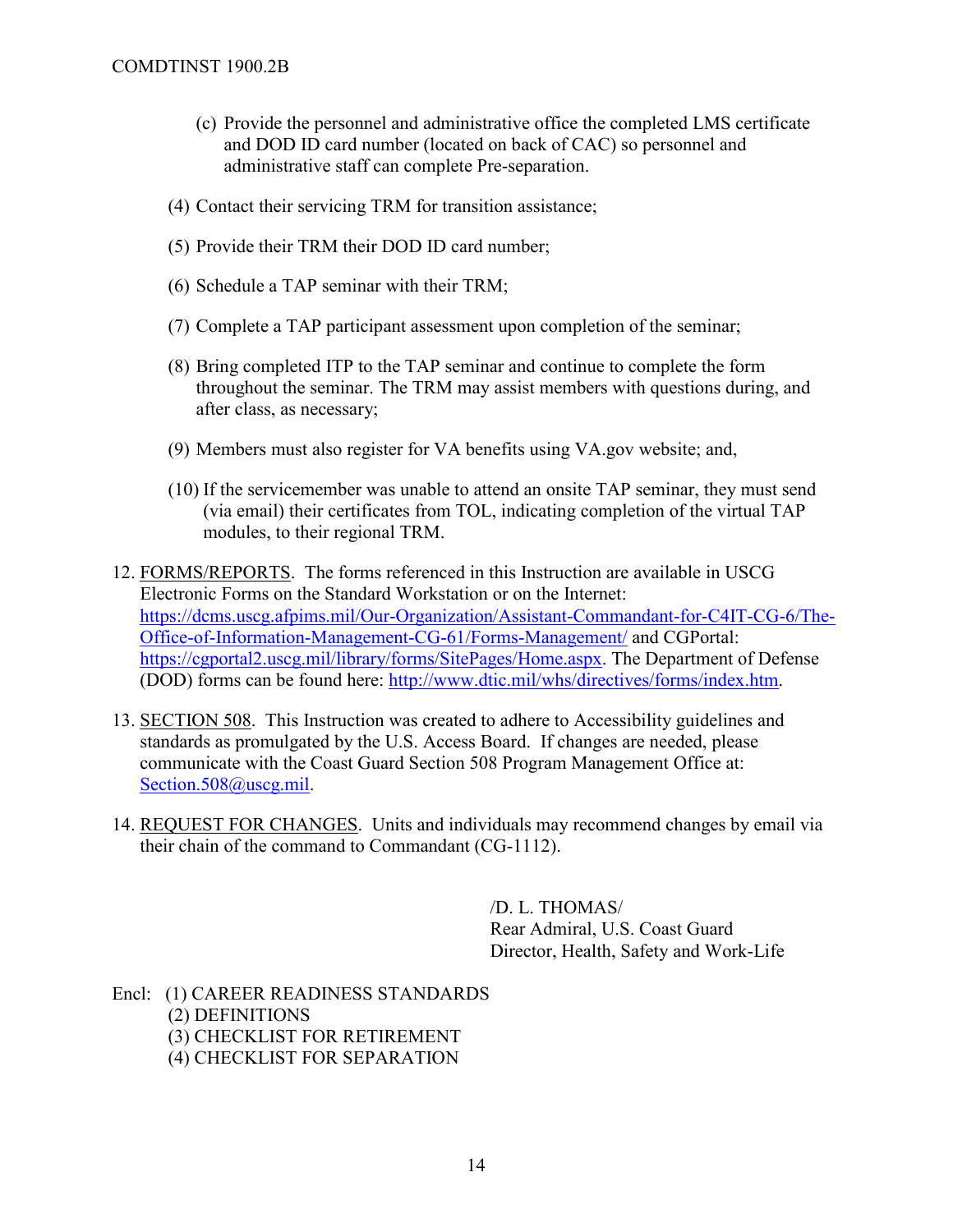(c) Provide the personnel and administrative office the completed LMS certificate and DOD ID card number (located on back of CAC) so personnel and administrative staff can complete Pre-separation.

(4) Contact their servicing TRM for transition assistance;

(5) Provide their TRM their DOD ID card number;

(6) Schedule a TAP seminar with their TRM;

(7) Complete a TAP participant assessment upon completion of the seminar;

(8) Bring completed ITP to the TAP seminar and continue to complete the form throughout the seminar. The TRM may assist members with questions during, and after class, as necessary;

(9) Members must also register for VA benefits using VA.gov website; and,

(10) If the servicemember was unable to attend an onsite TAP seminar, they must send (via email) their certificates from TOL, indicating completion of the virtual TAP modules, to their regional TRM.

12. FORMS/REPORTS. The forms referenced in this Instruction are available in USCG Electronic Forms on the Standard Workstation or on the Internet: https://dcms.uscg.afpims.mil/Our-Organization/Assistant-Commandant-for-C4IT-CG-6/The-Office-of-Information-Management-CG-61/Forms-Management/ and CGPortal: https://cgportal2.uscg.mil/library/forms/SitePages/Home.aspx. The Department of Defense (DOD) forms can be found here: http://www.dtic.mil/whs/directives/forms/index.htm.

13. SECTION 508. This Instruction was created to adhere to Accessibility guidelines and standards as promulgated by the U.S. Access Board. If changes are needed, please communicate with the Coast Guard Section 508 Program Management Office at: Section.508@uscg.mil.

14. REQUEST FOR CHANGES. Units and individuals may recommend changes by email via their chain of the command to Commandant (CG-1112).

/D. L. THOMAS/
Rear Admiral, U.S. Coast Guard
Director, Health, Safety and Work-Life

Encl: (1) CAREER READINESS STANDARDS
(2) DEFINITIONS
(3) CHECKLIST FOR RETIREMENT
(4) CHECKLIST FOR SEPARATION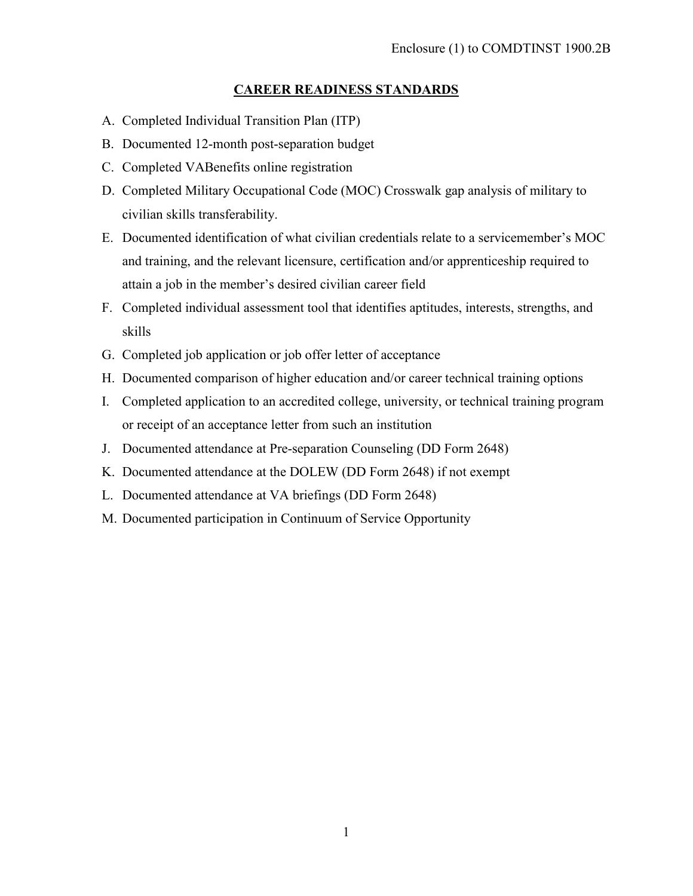# CAREER READINESS STANDARDS

A. Completed Individual Transition Plan (ITP)

B. Documented 12-month post-separation budget

C. Completed VABenefits online registration

D. Completed Military Occupational Code (MOC) Crosswalk gap analysis of military to civilian skills transferability.

E. Documented identification of what civilian credentials relate to a servicemember's MOC and training, and the relevant licensure, certification and/or apprenticeship required to attain a job in the member's desired civilian career field

F. Completed individual assessment tool that identifies aptitudes, interests, strengths, and skills

G. Completed job application or job offer letter of acceptance

H. Documented comparison of higher education and/or career technical training options

I. Completed application to an accredited college, university, or technical training program or receipt of an acceptance letter from such an institution

J. Documented attendance at Pre-separation Counseling (DD Form 2648)

K. Documented attendance at the DOLEW (DD Form 2648) if not exempt

L. Documented attendance at VA briefings (DD Form 2648)

M. Documented participation in Continuum of Service Opportunity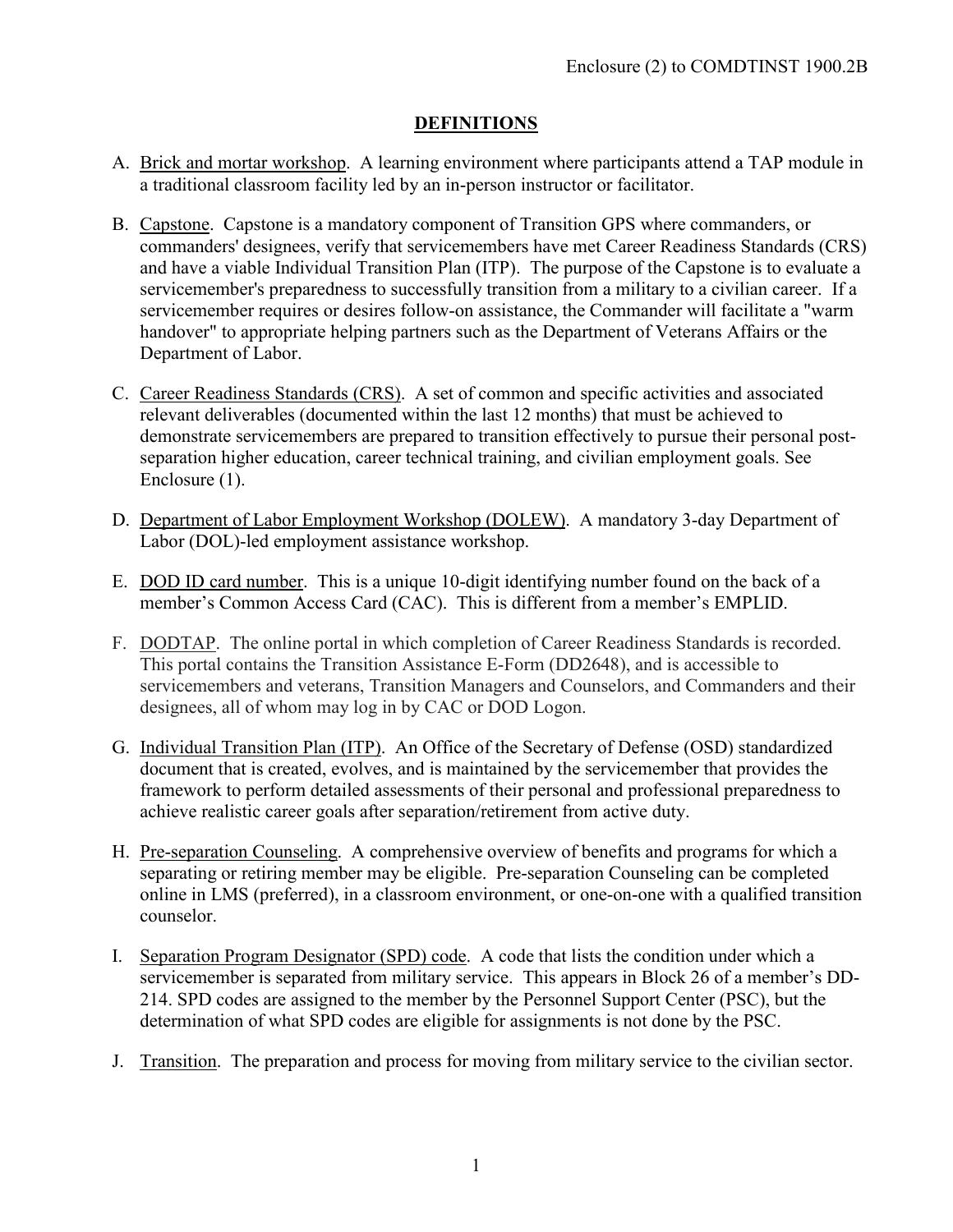## DEFINITIONS

A. Brick and mortar workshop. A learning environment where participants attend a TAP module in a traditional classroom facility led by an in-person instructor or facilitator.

B. Capstone. Capstone is a mandatory component of Transition GPS where commanders, or commanders' designees, verify that servicemembers have met Career Readiness Standards (CRS) and have a viable Individual Transition Plan (ITP). The purpose of the Capstone is to evaluate a servicemember's preparedness to successfully transition from a military to a civilian career. If a servicemember requires or desires follow-on assistance, the Commander will facilitate a "warm handover" to appropriate helping partners such as the Department of Veterans Affairs or the Department of Labor.

C. Career Readiness Standards (CRS). A set of common and specific activities and associated relevant deliverables (documented within the last 12 months) that must be achieved to demonstrate servicemembers are prepared to transition effectively to pursue their personal post-separation higher education, career technical training, and civilian employment goals. See Enclosure (1).

D. Department of Labor Employment Workshop (DOLEW). A mandatory 3-day Department of Labor (DOL)-led employment assistance workshop.

E. DOD ID card number. This is a unique 10-digit identifying number found on the back of a member's Common Access Card (CAC). This is different from a member's EMPLID.

F. DODTAP. The online portal in which completion of Career Readiness Standards is recorded. This portal contains the Transition Assistance E-Form (DD2648), and is accessible to servicemembers and veterans, Transition Managers and Counselors, and Commanders and their designees, all of whom may log in by CAC or DOD Logon.

G. Individual Transition Plan (ITP). An Office of the Secretary of Defense (OSD) standardized document that is created, evolves, and is maintained by the servicemember that provides the framework to perform detailed assessments of their personal and professional preparedness to achieve realistic career goals after separation/retirement from active duty.

H. Pre-separation Counseling. A comprehensive overview of benefits and programs for which a separating or retiring member may be eligible. Pre-separation Counseling can be completed online in LMS (preferred), in a classroom environment, or one-on-one with a qualified transition counselor.

I. Separation Program Designator (SPD) code. A code that lists the condition under which a servicemember is separated from military service. This appears in Block 26 of a member's DD-214. SPD codes are assigned to the member by the Personnel Support Center (PSC), but the determination of what SPD codes are eligible for assignments is not done by the PSC.

J. Transition. The preparation and process for moving from military service to the civilian sector.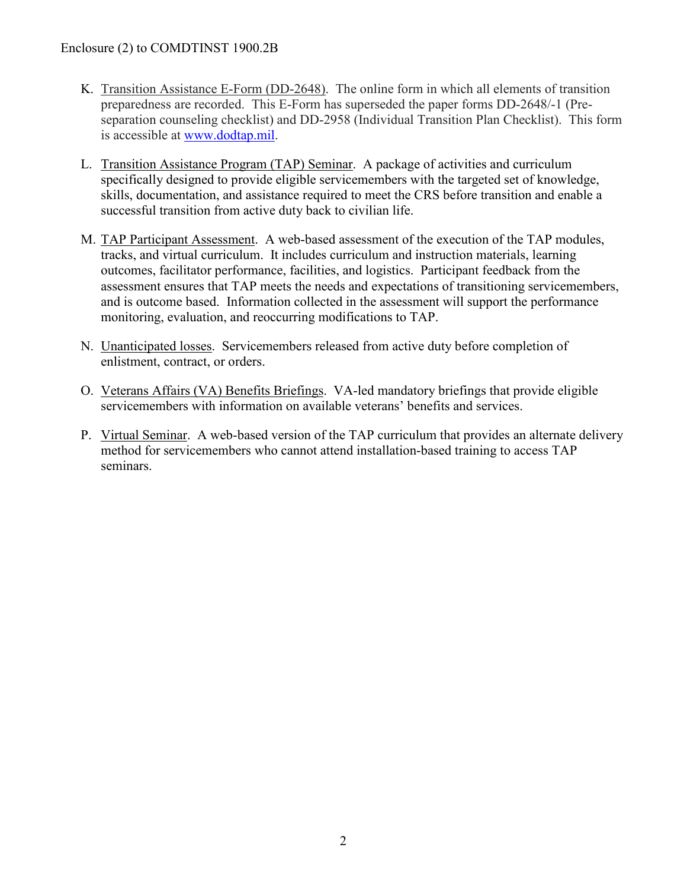K. Transition Assistance E-Form (DD-2648). The online form in which all elements of transition preparedness are recorded. This E-Form has superseded the paper forms DD-2648/-1 (Pre-separation counseling checklist) and DD-2958 (Individual Transition Plan Checklist). This form is accessible at www.dodtap.mil.

L. Transition Assistance Program (TAP) Seminar. A package of activities and curriculum specifically designed to provide eligible servicemembers with the targeted set of knowledge, skills, documentation, and assistance required to meet the CRS before transition and enable a successful transition from active duty back to civilian life.

M. TAP Participant Assessment. A web-based assessment of the execution of the TAP modules, tracks, and virtual curriculum. It includes curriculum and instruction materials, learning outcomes, facilitator performance, facilities, and logistics. Participant feedback from the assessment ensures that TAP meets the needs and expectations of transitioning servicemembers, and is outcome based. Information collected in the assessment will support the performance monitoring, evaluation, and reoccurring modifications to TAP.

N. Unanticipated losses. Servicemembers released from active duty before completion of enlistment, contract, or orders.

O. Veterans Affairs (VA) Benefits Briefings. VA-led mandatory briefings that provide eligible servicemembers with information on available veterans' benefits and services.

P. Virtual Seminar. A web-based version of the TAP curriculum that provides an alternate delivery method for servicemembers who cannot attend installation-based training to access TAP seminars.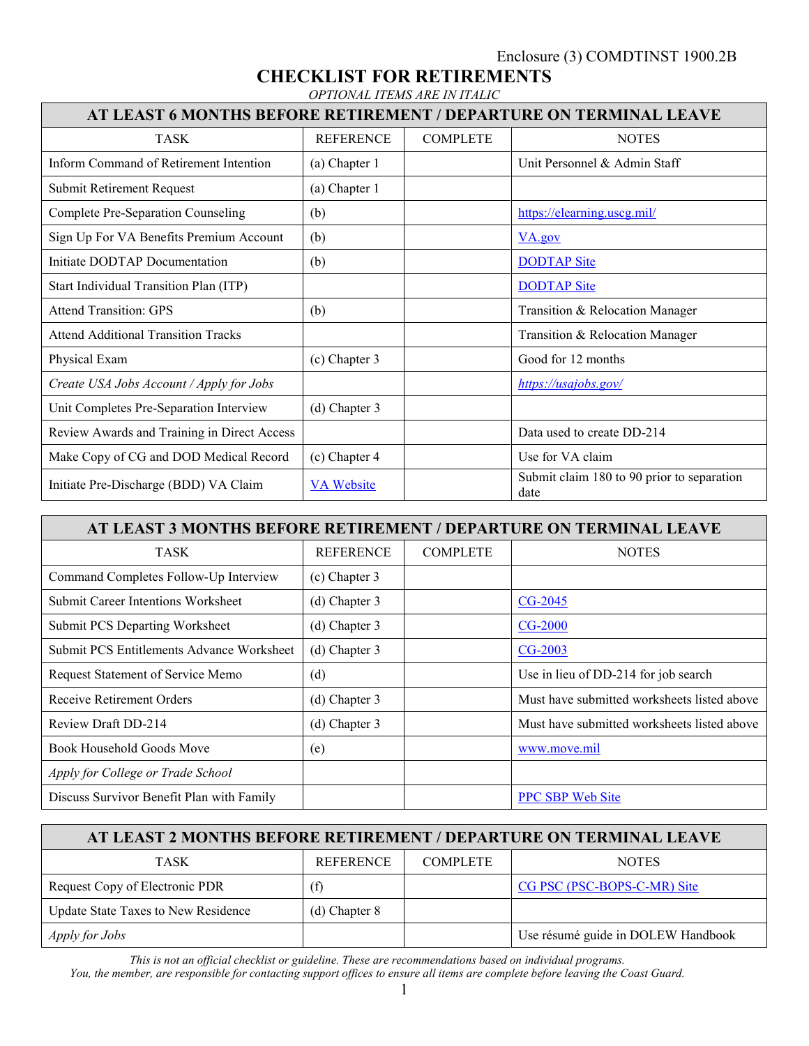Enclosure (3) COMDTINST 1900.2B

# CHECKLIST FOR RETIREMENTS

*OPTIONAL ITEMS ARE IN ITALIC*

| **AT LEAST 6 MONTHS BEFORE RETIREMENT / DEPARTURE ON TERMINAL LEAVE** | | | |
|---|---|---|---|
| TASK | REFERENCE | COMPLETE | NOTES |
| Inform Command of Retirement Intention | (a) Chapter 1 | | Unit Personnel & Admin Staff |
| Submit Retirement Request | (a) Chapter 1 | | |
| Complete Pre-Separation Counseling | (b) | | https://elearning.uscg.mil/ |
| Sign Up For VA Benefits Premium Account | (b) | | VA.gov |
| Initiate DODTAP Documentation | (b) | | DODTAP Site |
| Start Individual Transition Plan (ITP) | | | DODTAP Site |
| Attend Transition: GPS | (b) | | Transition & Relocation Manager |
| Attend Additional Transition Tracks | | | Transition & Relocation Manager |
| Physical Exam | (c) Chapter 3 | | Good for 12 months |
| *Create USA Jobs Account / Apply for Jobs* | | | *https://usajobs.gov/* |
| Unit Completes Pre-Separation Interview | (d) Chapter 3 | | |
| Review Awards and Training in Direct Access | | | Data used to create DD-214 |
| Make Copy of CG and DOD Medical Record | (c) Chapter 4 | | Use for VA claim |
| Initiate Pre-Discharge (BDD) VA Claim | VA Website | | Submit claim 180 to 90 prior to separation date |

| **AT LEAST 3 MONTHS BEFORE RETIREMENT / DEPARTURE ON TERMINAL LEAVE** | | | |
|---|---|---|---|
| TASK | REFERENCE | COMPLETE | NOTES |
| Command Completes Follow-Up Interview | (c) Chapter 3 | | |
| Submit Career Intentions Worksheet | (d) Chapter 3 | | CG-2045 |
| Submit PCS Departing Worksheet | (d) Chapter 3 | | CG-2000 |
| Submit PCS Entitlements Advance Worksheet | (d) Chapter 3 | | CG-2003 |
| Request Statement of Service Memo | (d) | | Use in lieu of DD-214 for job search |
| Receive Retirement Orders | (d) Chapter 3 | | Must have submitted worksheets listed above |
| Review Draft DD-214 | (d) Chapter 3 | | Must have submitted worksheets listed above |
| Book Household Goods Move | (e) | | www.move.mil |
| *Apply for College or Trade School* | | | |
| Discuss Survivor Benefit Plan with Family | | | PPC SBP Web Site |

| **AT LEAST 2 MONTHS BEFORE RETIREMENT / DEPARTURE ON TERMINAL LEAVE** | | | |
|---|---|---|---|
| TASK | REFERENCE | COMPLETE | NOTES |
| Request Copy of Electronic PDR | (f) | | CG PSC (PSC-BOPS-C-MR) Site |
| Update State Taxes to New Residence | (d) Chapter 8 | | |
| *Apply for Jobs* | | | Use résumé guide in DOLEW Handbook |

*This is not an official checklist or guideline. These are recommendations based on individual programs. You, the member, are responsible for contacting support offices to ensure all items are complete before leaving the Coast Guard.*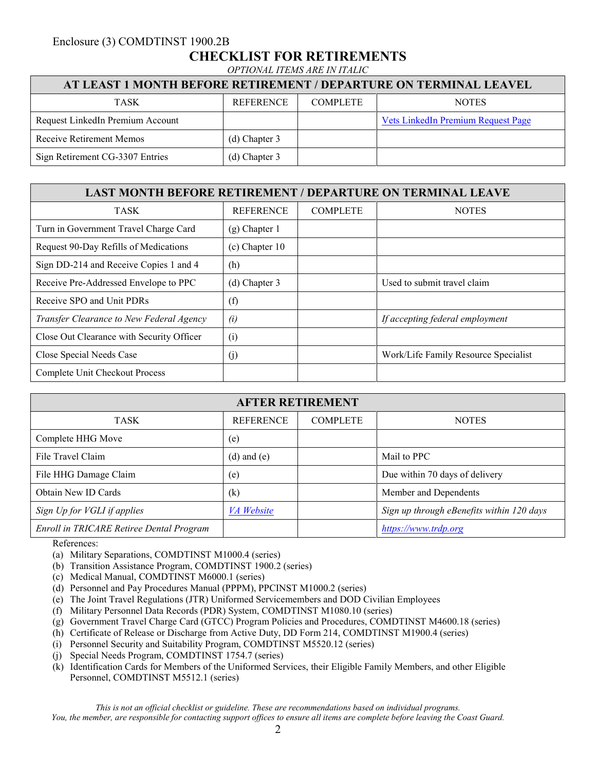Enclosure (3) COMDTINST 1900.2B

# CHECKLIST FOR RETIREMENTS

*OPTIONAL ITEMS ARE IN ITALIC*

| AT LEAST 1 MONTH BEFORE RETIREMENT / DEPARTURE ON TERMINAL LEAVEL | | | |
|---|---|---|---|
| TASK | REFERENCE | COMPLETE | NOTES |
| Request LinkedIn Premium Account | | | Vets LinkedIn Premium Request Page |
| Receive Retirement Memos | (d) Chapter 3 | | |
| Sign Retirement CG-3307 Entries | (d) Chapter 3 | | |

| LAST MONTH BEFORE RETIREMENT / DEPARTURE ON TERMINAL LEAVE | | | |
|---|---|---|---|
| TASK | REFERENCE | COMPLETE | NOTES |
| Turn in Government Travel Charge Card | (g) Chapter 1 | | |
| Request 90-Day Refills of Medications | (c) Chapter 10 | | |
| Sign DD-214 and Receive Copies 1 and 4 | (h) | | |
| Receive Pre-Addressed Envelope to PPC | (d) Chapter 3 | | Used to submit travel claim |
| Receive SPO and Unit PDRs | (f) | | |
| *Transfer Clearance to New Federal Agency* | *(i)* | | *If accepting federal employment* |
| Close Out Clearance with Security Officer | (i) | | |
| Close Special Needs Case | (j) | | Work/Life Family Resource Specialist |
| Complete Unit Checkout Process | | | |

| AFTER RETIREMENT | | | |
|---|---|---|---|
| TASK | REFERENCE | COMPLETE | NOTES |
| Complete HHG Move | (e) | | |
| File Travel Claim | (d) and (e) | | Mail to PPC |
| File HHG Damage Claim | (e) | | Due within 70 days of delivery |
| Obtain New ID Cards | (k) | | Member and Dependents |
| *Sign Up for VGLI if applies* | *VA Website* | | *Sign up through eBenefits within 120 days* |
| *Enroll in TRICARE Retiree Dental Program* | | | *https://www.trdp.org* |

References:

(a) Military Separations, COMDTINST M1000.4 (series)
(b) Transition Assistance Program, COMDTINST 1900.2 (series)
(c) Medical Manual, COMDTINST M6000.1 (series)
(d) Personnel and Pay Procedures Manual (PPPM), PPCINST M1000.2 (series)
(e) The Joint Travel Regulations (JTR) Uniformed Servicemembers and DOD Civilian Employees
(f) Military Personnel Data Records (PDR) System, COMDTINST M1080.10 (series)
(g) Government Travel Charge Card (GTCC) Program Policies and Procedures, COMDTINST M4600.18 (series)
(h) Certificate of Release or Discharge from Active Duty, DD Form 214, COMDTINST M1900.4 (series)
(i) Personnel Security and Suitability Program, COMDTINST M5520.12 (series)
(j) Special Needs Program, COMDTINST 1754.7 (series)
(k) Identification Cards for Members of the Uniformed Services, their Eligible Family Members, and other Eligible Personnel, COMDTINST M5512.1 (series)

*This is not an official checklist or guideline. These are recommendations based on individual programs.*
*You, the member, are responsible for contacting support offices to ensure all items are complete before leaving the Coast Guard.*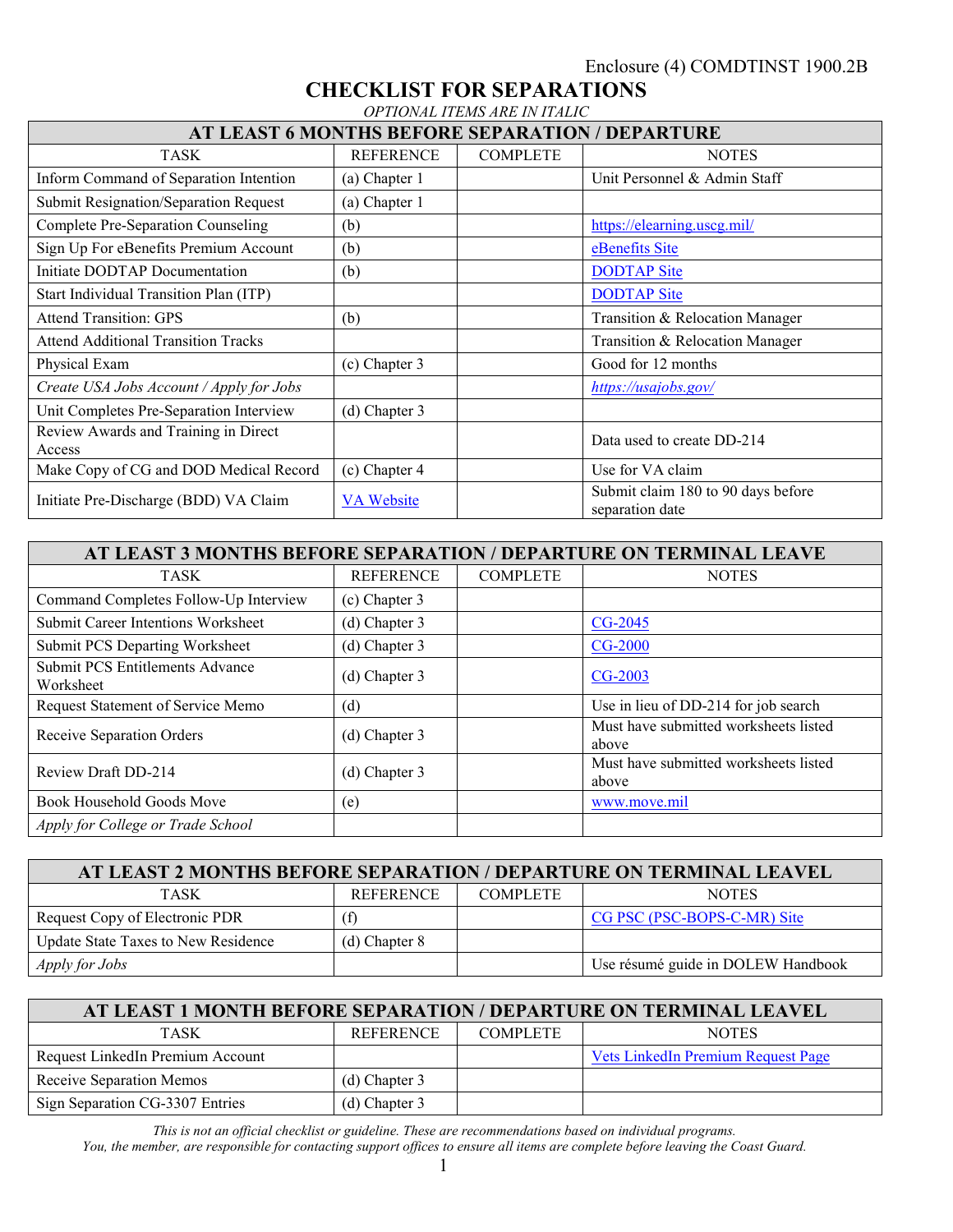Enclosure (4) COMDTINST 1900.2B

# CHECKLIST FOR SEPARATIONS

*OPTIONAL ITEMS ARE IN ITALIC*

| AT LEAST 6 MONTHS BEFORE SEPARATION / DEPARTURE | | | |
|---|---|---|---|
| TASK | REFERENCE | COMPLETE | NOTES |
| Inform Command of Separation Intention | (a) Chapter 1 | | Unit Personnel & Admin Staff |
| Submit Resignation/Separation Request | (a) Chapter 1 | | |
| Complete Pre-Separation Counseling | (b) | | https://elearning.uscg.mil/ |
| Sign Up For eBenefits Premium Account | (b) | | eBenefits Site |
| Initiate DODTAP Documentation | (b) | | DODTAP Site |
| Start Individual Transition Plan (ITP) | | | DODTAP Site |
| Attend Transition: GPS | (b) | | Transition & Relocation Manager |
| Attend Additional Transition Tracks | | | Transition & Relocation Manager |
| Physical Exam | (c) Chapter 3 | | Good for 12 months |
| *Create USA Jobs Account / Apply for Jobs* | | | *https://usajobs.gov/* |
| Unit Completes Pre-Separation Interview | (d) Chapter 3 | | |
| Review Awards and Training in Direct Access | | | Data used to create DD-214 |
| Make Copy of CG and DOD Medical Record | (c) Chapter 4 | | Use for VA claim |
| Initiate Pre-Discharge (BDD) VA Claim | VA Website | | Submit claim 180 to 90 days before separation date |

| AT LEAST 3 MONTHS BEFORE SEPARATION / DEPARTURE ON TERMINAL LEAVE | | | |
|---|---|---|---|
| TASK | REFERENCE | COMPLETE | NOTES |
| Command Completes Follow-Up Interview | (c) Chapter 3 | | |
| Submit Career Intentions Worksheet | (d) Chapter 3 | | CG-2045 |
| Submit PCS Departing Worksheet | (d) Chapter 3 | | CG-2000 |
| Submit PCS Entitlements Advance Worksheet | (d) Chapter 3 | | CG-2003 |
| Request Statement of Service Memo | (d) | | Use in lieu of DD-214 for job search |
| Receive Separation Orders | (d) Chapter 3 | | Must have submitted worksheets listed above |
| Review Draft DD-214 | (d) Chapter 3 | | Must have submitted worksheets listed above |
| Book Household Goods Move | (e) | | www.move.mil |
| *Apply for College or Trade School* | | | |

| AT LEAST 2 MONTHS BEFORE SEPARATION / DEPARTURE ON TERMINAL LEAVEL | | | |
|---|---|---|---|
| TASK | REFERENCE | COMPLETE | NOTES |
| Request Copy of Electronic PDR | (f) | | CG PSC (PSC-BOPS-C-MR) Site |
| Update State Taxes to New Residence | (d) Chapter 8 | | |
| *Apply for Jobs* | | | Use résumé guide in DOLEW Handbook |

| AT LEAST 1 MONTH BEFORE SEPARATION / DEPARTURE ON TERMINAL LEAVEL | | | |
|---|---|---|---|
| TASK | REFERENCE | COMPLETE | NOTES |
| Request LinkedIn Premium Account | | | Vets LinkedIn Premium Request Page |
| Receive Separation Memos | (d) Chapter 3 | | |
| Sign Separation CG-3307 Entries | (d) Chapter 3 | | |

*This is not an official checklist or guideline. These are recommendations based on individual programs.*
*You, the member, are responsible for contacting support offices to ensure all items are complete before leaving the Coast Guard.*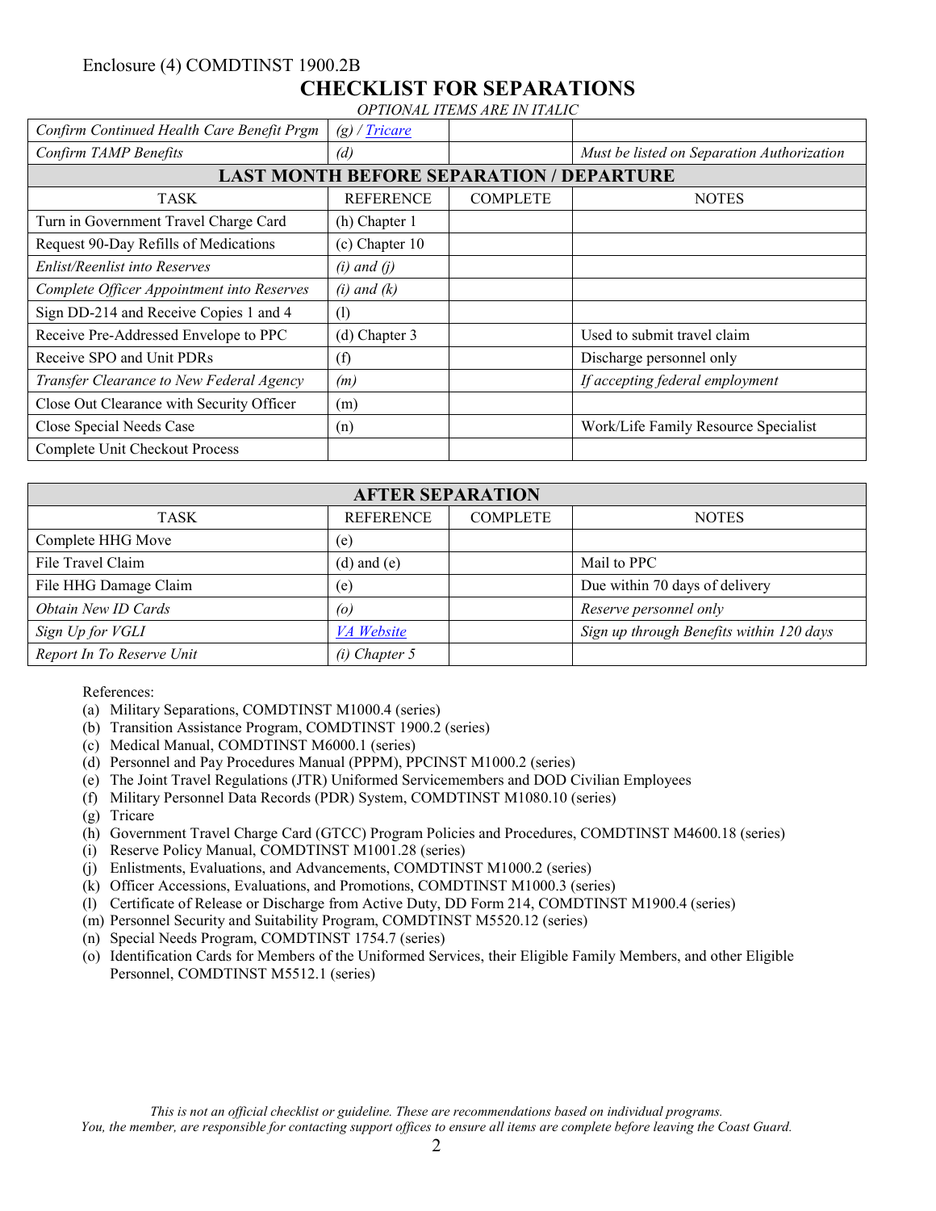Enclosure (4) COMDTINST 1900.2B

# CHECKLIST FOR SEPARATIONS

*OPTIONAL ITEMS ARE IN ITALIC*

| | | | |
|---|---|---|---|
| *Confirm Continued Health Care Benefit Prgm* | *(g) / Tricare* | | |
| *Confirm TAMP Benefits* | *(d)* | | *Must be listed on Separation Authorization* |
| **LAST MONTH BEFORE SEPARATION / DEPARTURE** | | | |
| TASK | REFERENCE | COMPLETE | NOTES |
| Turn in Government Travel Charge Card | (h) Chapter 1 | | |
| Request 90-Day Refills of Medications | (c) Chapter 10 | | |
| *Enlist/Reenlist into Reserves* | *(i) and (j)* | | |
| *Complete Officer Appointment into Reserves* | *(i) and (k)* | | |
| Sign DD-214 and Receive Copies 1 and 4 | (l) | | |
| Receive Pre-Addressed Envelope to PPC | (d) Chapter 3 | | Used to submit travel claim |
| Receive SPO and Unit PDRs | (f) | | Discharge personnel only |
| *Transfer Clearance to New Federal Agency* | *(m)* | | *If accepting federal employment* |
| Close Out Clearance with Security Officer | (m) | | |
| Close Special Needs Case | (n) | | Work/Life Family Resource Specialist |
| Complete Unit Checkout Process | | | |

| **AFTER SEPARATION** | | | |
|---|---|---|---|
| TASK | REFERENCE | COMPLETE | NOTES |
| Complete HHG Move | (e) | | |
| File Travel Claim | (d) and (e) | | Mail to PPC |
| File HHG Damage Claim | (e) | | Due within 70 days of delivery |
| *Obtain New ID Cards* | *(o)* | | *Reserve personnel only* |
| *Sign Up for VGLI* | *VA Website* | | *Sign up through Benefits within 120 days* |
| *Report In To Reserve Unit* | *(i) Chapter 5* | | |

References:

(a) Military Separations, COMDTINST M1000.4 (series)
(b) Transition Assistance Program, COMDTINST 1900.2 (series)
(c) Medical Manual, COMDTINST M6000.1 (series)
(d) Personnel and Pay Procedures Manual (PPPM), PPCINST M1000.2 (series)
(e) The Joint Travel Regulations (JTR) Uniformed Servicemembers and DOD Civilian Employees
(f) Military Personnel Data Records (PDR) System, COMDTINST M1080.10 (series)
(g) Tricare
(h) Government Travel Charge Card (GTCC) Program Policies and Procedures, COMDTINST M4600.18 (series)
(i) Reserve Policy Manual, COMDTINST M1001.28 (series)
(j) Enlistments, Evaluations, and Advancements, COMDTINST M1000.2 (series)
(k) Officer Accessions, Evaluations, and Promotions, COMDTINST M1000.3 (series)
(l) Certificate of Release or Discharge from Active Duty, DD Form 214, COMDTINST M1900.4 (series)
(m) Personnel Security and Suitability Program, COMDTINST M5520.12 (series)
(n) Special Needs Program, COMDTINST 1754.7 (series)
(o) Identification Cards for Members of the Uniformed Services, their Eligible Family Members, and other Eligible Personnel, COMDTINST M5512.1 (series)

*This is not an official checklist or guideline. These are recommendations based on individual programs.*
*You, the member, are responsible for contacting support offices to ensure all items are complete before leaving the Coast Guard.*